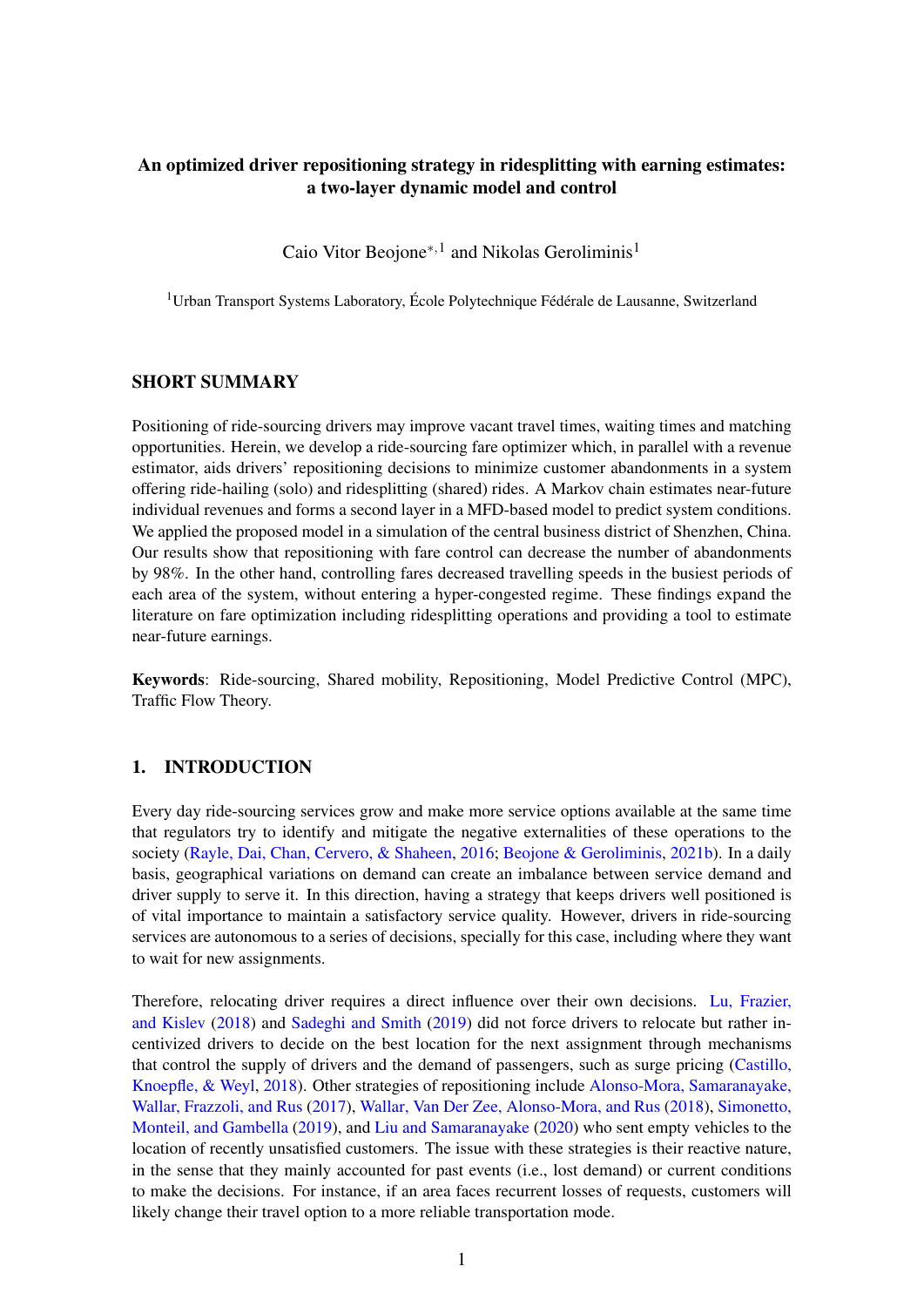# An optimized driver repositioning strategy in ridesplitting with earning estimates: a two-layer dynamic model and control

Caio Vitor Beojone*[,1] and Nikolas Geroliminis[1]

[1]Urban Transport Systems Laboratory, École Polytechnique Fédérale de Lausanne, Switzerland

## SHORT SUMMARY

Positioning of ride-sourcing drivers may improve vacant travel times, waiting times and matching opportunities. Herein, we develop a ride-sourcing fare optimizer which, in parallel with a revenue estimator, aids drivers' repositioning decisions to minimize customer abandonments in a system offering ride-hailing (solo) and ridesplitting (shared) rides. A Markov chain estimates near-future individual revenues and forms a second layer in a MFD-based model to predict system conditions. We applied the proposed model in a simulation of the central business district of Shenzhen, China. Our results show that repositioning with fare control can decrease the number of abandonments by 98%. In the other hand, controlling fares decreased travelling speeds in the busiest periods of each area of the system, without entering a hyper-congested regime. These findings expand the literature on fare optimization including ridesplitting operations and providing a tool to estimate near-future earnings.

**Keywords**: Ride-sourcing, Shared mobility, Repositioning, Model Predictive Control (MPC), Traffic Flow Theory.

## 1. INTRODUCTION

Every day ride-sourcing services grow and make more service options available at the same time that regulators try to identify and mitigate the negative externalities of these operations to the society (Rayle, Dai, Chan, Cervero, & Shaheen, 2016; Beojone & Geroliminis, 2021b). In a daily basis, geographical variations on demand can create an imbalance between service demand and driver supply to serve it. In this direction, having a strategy that keeps drivers well positioned is of vital importance to maintain a satisfactory service quality. However, drivers in ride-sourcing services are autonomous to a series of decisions, specially for this case, including where they want to wait for new assignments.

Therefore, relocating driver requires a direct influence over their own decisions. Lu, Frazier, and Kislev (2018) and Sadeghi and Smith (2019) did not force drivers to relocate but rather incentivized drivers to decide on the best location for the next assignment through mechanisms that control the supply of drivers and the demand of passengers, such as surge pricing (Castillo, Knoepfle, & Weyl, 2018). Other strategies of repositioning include Alonso-Mora, Samaranayake, Wallar, Frazzoli, and Rus (2017), Wallar, Van Der Zee, Alonso-Mora, and Rus (2018), Simonetto, Monteil, and Gambella (2019), and Liu and Samaranayake (2020) who sent empty vehicles to the location of recently unsatisfied customers. The issue with these strategies is their reactive nature, in the sense that they mainly accounted for past events (i.e., lost demand) or current conditions to make the decisions. For instance, if an area faces recurrent losses of requests, customers will likely change their travel option to a more reliable transportation mode.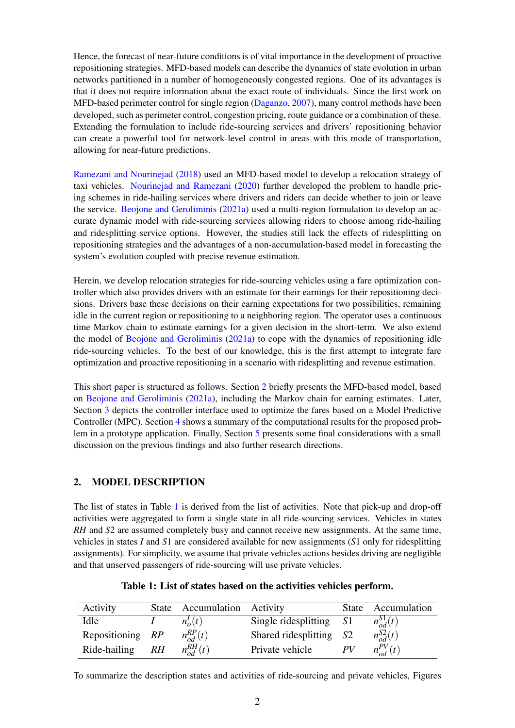Hence, the forecast of near-future conditions is of vital importance in the development of proactive repositioning strategies. MFD-based models can describe the dynamics of state evolution in urban networks partitioned in a number of homogeneously congested regions. One of its advantages is that it does not require information about the exact route of individuals. Since the first work on MFD-based perimeter control for single region (Daganzo, 2007), many control methods have been developed, such as perimeter control, congestion pricing, route guidance or a combination of these. Extending the formulation to include ride-sourcing services and drivers' repositioning behavior can create a powerful tool for network-level control in areas with this mode of transportation, allowing for near-future predictions.

Ramezani and Nourinejad (2018) used an MFD-based model to develop a relocation strategy of taxi vehicles. Nourinejad and Ramezani (2020) further developed the problem to handle pricing schemes in ride-hailing services where drivers and riders can decide whether to join or leave the service. Beojone and Geroliminis (2021a) used a multi-region formulation to develop an accurate dynamic model with ride-sourcing services allowing riders to choose among ride-hailing and ridesplitting service options. However, the studies still lack the effects of ridesplitting on repositioning strategies and the advantages of a non-accumulation-based model in forecasting the system's evolution coupled with precise revenue estimation.

Herein, we develop relocation strategies for ride-sourcing vehicles using a fare optimization controller which also provides drivers with an estimate for their earnings for their repositioning decisions. Drivers base these decisions on their earning expectations for two possibilities, remaining idle in the current region or repositioning to a neighboring region. The operator uses a continuous time Markov chain to estimate earnings for a given decision in the short-term. We also extend the model of Beojone and Geroliminis (2021a) to cope with the dynamics of repositioning idle ride-sourcing vehicles. To the best of our knowledge, this is the first attempt to integrate fare optimization and proactive repositioning in a scenario with ridesplitting and revenue estimation.

This short paper is structured as follows. Section 2 briefly presents the MFD-based model, based on Beojone and Geroliminis (2021a), including the Markov chain for earning estimates. Later, Section 3 depicts the controller interface used to optimize the fares based on a Model Predictive Controller (MPC). Section 4 shows a summary of the computational results for the proposed problem in a prototype application. Finally, Section 5 presents some final considerations with a small discussion on the previous findings and also further research directions.

## 2. MODEL DESCRIPTION

The list of states in Table 1 is derived from the list of activities. Note that pick-up and drop-off activities were aggregated to form a single state in all ride-sourcing services. Vehicles in states *RH* and *S2* are assumed completely busy and cannot receive new assignments. At the same time, vehicles in states *I* and *S1* are considered available for new assignments (*S1* only for ridesplitting assignments). For simplicity, we assume that private vehicles actions besides driving are negligible and that unserved passengers of ride-sourcing will use private vehicles.

**Table 1: List of states based on the activities vehicles perform.**

| Activity | State | Accumulation | Activity | State | Accumulation |
|---|---|---|---|---|---|
| Idle | $I$ | $n_o^I(t)$ | Single ridesplitting | $S1$ | $n_{od}^{S1}(t)$ |
| Repositioning | $RP$ | $n_{od}^{RP}(t)$ | Shared ridesplitting | $S2$ | $n_{od}^{S2}(t)$ |
| Ride-hailing | $RH$ | $n_{od}^{RH}(t)$ | Private vehicle | $PV$ | $n_{od}^{PV}(t)$ |

To summarize the description states and activities of ride-sourcing and private vehicles, Figures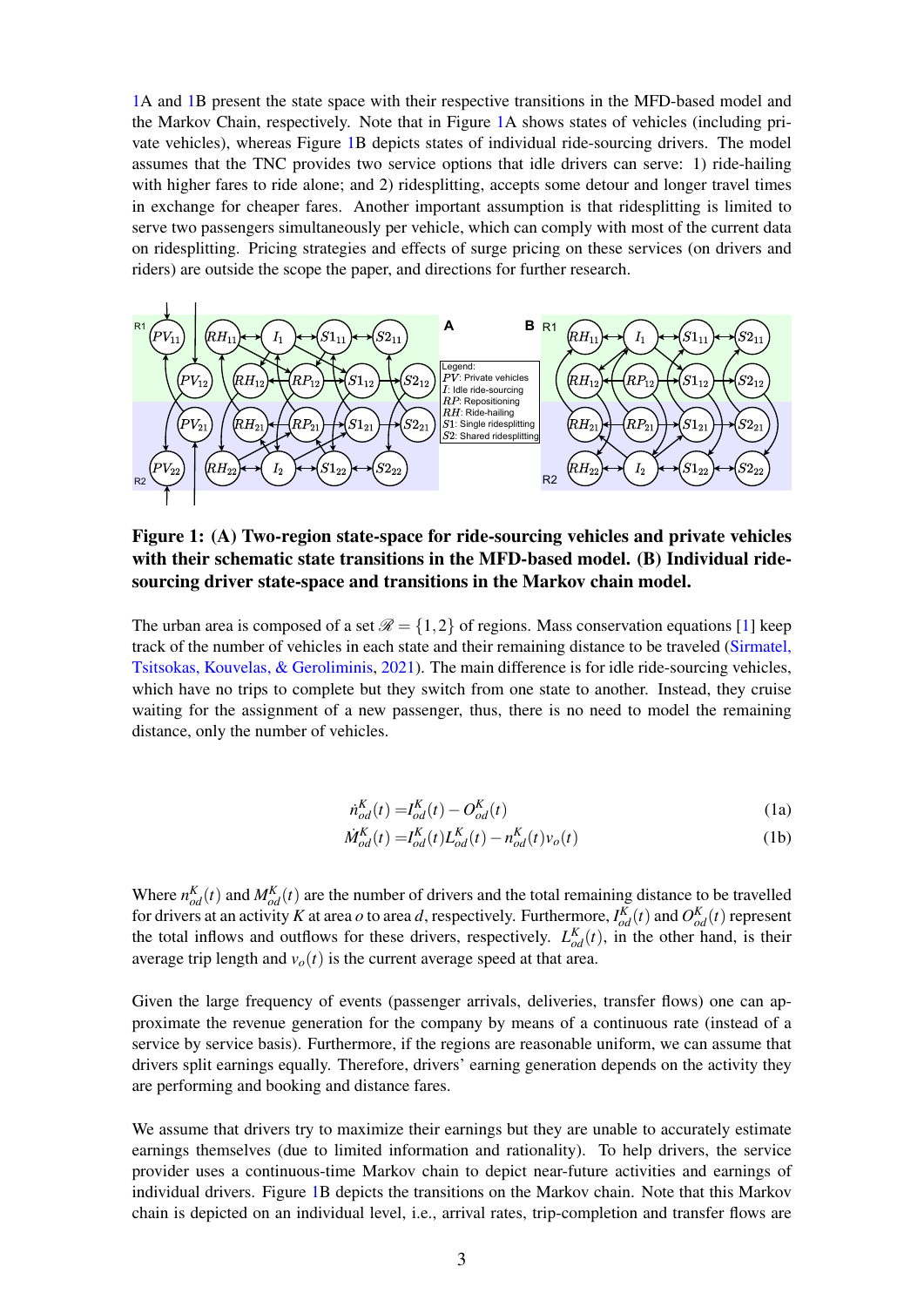1A and 1B present the state space with their respective transitions in the MFD-based model and the Markov Chain, respectively. Note that in Figure 1A shows states of vehicles (including private vehicles), whereas Figure 1B depicts states of individual ride-sourcing drivers. The model assumes that the TNC provides two service options that idle drivers can serve: 1) ride-hailing with higher fares to ride alone; and 2) ridesplitting, accepts some detour and longer travel times in exchange for cheaper fares. Another important assumption is that ridesplitting is limited to serve two passengers simultaneously per vehicle, which can comply with most of the current data on ridesplitting. Pricing strategies and effects of surge pricing on these services (on drivers and riders) are outside the scope the paper, and directions for further research.

**Figure 1: (A) Two-region state-space for ride-sourcing vehicles and private vehicles with their schematic state transitions in the MFD-based model. (B) Individual ride-sourcing driver state-space and transitions in the Markov chain model.**

The urban area is composed of a set $\mathscr{R} = \{1,2\}$ of regions. Mass conservation equations [1] keep track of the number of vehicles in each state and their remaining distance to be traveled (Sirmatel, Tsitsokas, Kouvelas, & Geroliminis, 2021). The main difference is for idle ride-sourcing vehicles, which have no trips to complete but they switch from one state to another. Instead, they cruise waiting for the assignment of a new passenger, thus, there is no need to model the remaining distance, only the number of vehicles.

$$\dot{n}^K_{od}(t) = I^K_{od}(t) - O^K_{od}(t) \tag{1a}$$

$$\dot{M}^K_{od}(t) = I^K_{od}(t) L^K_{od}(t) - n^K_{od}(t) v_o(t) \tag{1b}$$

Where $n^K_{od}(t)$ and $M^K_{od}(t)$ are the number of drivers and the total remaining distance to be travelled for drivers at an activity $K$ at area $o$ to area $d$, respectively. Furthermore, $I^K_{od}(t)$ and $O^K_{od}(t)$ represent the total inflows and outflows for these drivers, respectively. $L^K_{od}(t)$, in the other hand, is their average trip length and $v_o(t)$ is the current average speed at that area.

Given the large frequency of events (passenger arrivals, deliveries, transfer flows) one can approximate the revenue generation for the company by means of a continuous rate (instead of a service by service basis). Furthermore, if the regions are reasonable uniform, we can assume that drivers split earnings equally. Therefore, drivers' earning generation depends on the activity they are performing and booking and distance fares.

We assume that drivers try to maximize their earnings but they are unable to accurately estimate earnings themselves (due to limited information and rationality). To help drivers, the service provider uses a continuous-time Markov chain to depict near-future activities and earnings of individual drivers. Figure 1B depicts the transitions on the Markov chain. Note that this Markov chain is depicted on an individual level, i.e., arrival rates, trip-completion and transfer flows are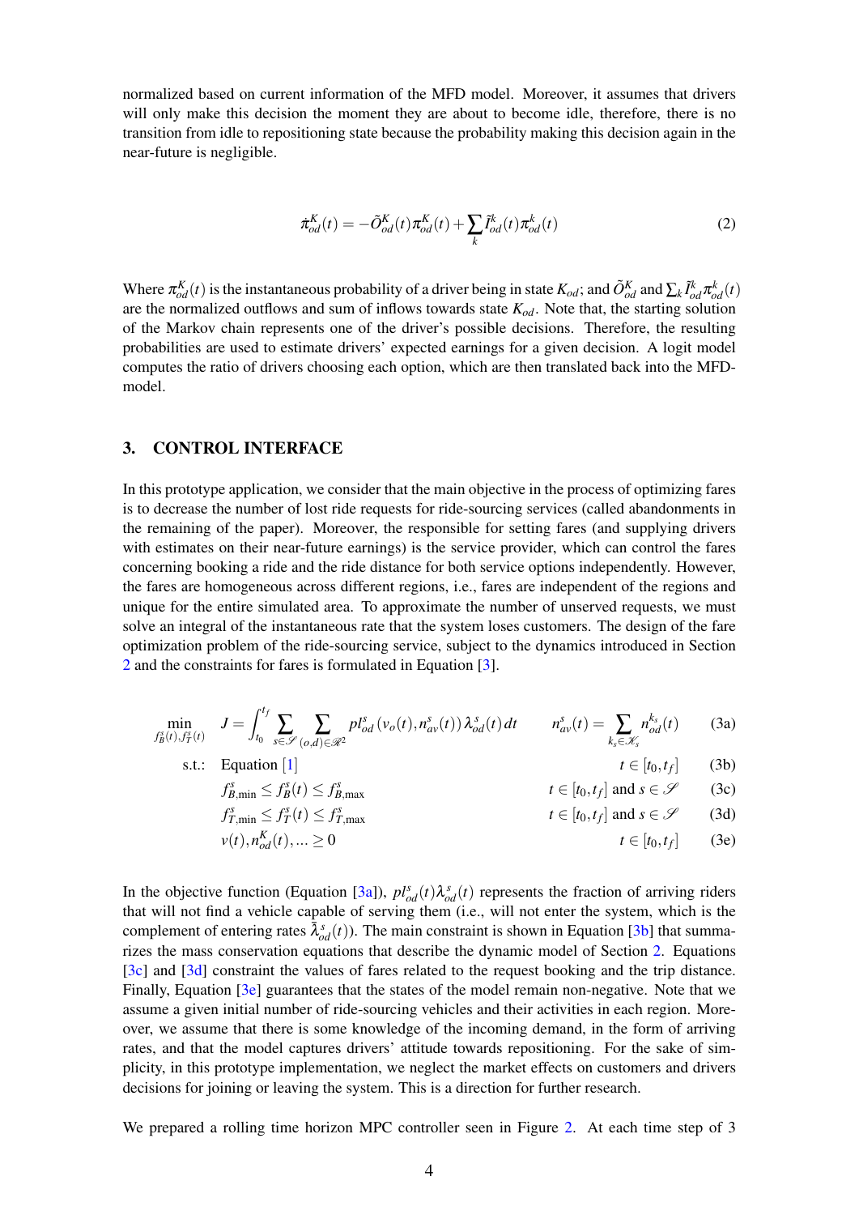normalized based on current information of the MFD model. Moreover, it assumes that drivers will only make this decision the moment they are about to become idle, therefore, there is no transition from idle to repositioning state because the probability making this decision again in the near-future is negligible.

$$\dot{\pi}^K_{od}(t) = -\tilde{O}^K_{od}(t)\pi^K_{od}(t) + \sum_k \tilde{I}^k_{od}(t)\pi^k_{od}(t) \tag{2}$$

Where $\pi^K_{od}(t)$ is the instantaneous probability of a driver being in state $K_{od}$; and $\tilde{O}^K_{od}$ and $\sum_k \tilde{I}^k_{od}\pi^k_{od}(t)$ are the normalized outflows and sum of inflows towards state $K_{od}$. Note that, the starting solution of the Markov chain represents one of the driver's possible decisions. Therefore, the resulting probabilities are used to estimate drivers' expected earnings for a given decision. A logit model computes the ratio of drivers choosing each option, which are then translated back into the MFD-model.

## 3. CONTROL INTERFACE

In this prototype application, we consider that the main objective in the process of optimizing fares is to decrease the number of lost ride requests for ride-sourcing services (called abandonments in the remaining of the paper). Moreover, the responsible for setting fares (and supplying drivers with estimates on their near-future earnings) is the service provider, which can control the fares concerning booking a ride and the ride distance for both service options independently. However, the fares are homogeneous across different regions, i.e., fares are independent of the regions and unique for the entire simulated area. To approximate the number of unserved requests, we must solve an integral of the instantaneous rate that the system loses customers. The design of the fare optimization problem of the ride-sourcing service, subject to the dynamics introduced in Section 2 and the constraints for fares is formulated in Equation [3].

$$
\begin{aligned}
\min_{f^s_B(t), f^s_T(t)} \quad & J = \int_{t_0}^{t_f} \sum_{s \in \mathscr{S}} \sum_{(o,d) \in \mathscr{R}^2} pl^s_{od}\left(v_o(t), n^s_{av}(t)\right)\lambda^s_{od}(t)\,dt \qquad n^s_{av}(t) = \sum_{k_s \in \mathscr{K}_s} n^{k_s}_{od}(t) && \text{(3a)}\\
\text{s.t.:} \quad & \text{Equation [1]} \qquad t \in [t_0, t_f] && \text{(3b)}\\
& f^s_{B,\min} \leq f^s_B(t) \leq f^s_{B,\max} \qquad t \in [t_0, t_f] \text{ and } s \in \mathscr{S} && \text{(3c)}\\
& f^s_{T,\min} \leq f^s_T(t) \leq f^s_{T,\max} \qquad t \in [t_0, t_f] \text{ and } s \in \mathscr{S} && \text{(3d)}\\
& v(t), n^K_{od}(t), \ldots \geq 0 \qquad t \in [t_0, t_f] && \text{(3e)}
\end{aligned}
$$

In the objective function (Equation [3a]), $pl^s_{od}(t)\lambda^s_{od}(t)$ represents the fraction of arriving riders that will not find a vehicle capable of serving them (i.e., will not enter the system, which is the complement of entering rates $\bar{\lambda}^s_{od}(t)$). The main constraint is shown in Equation [3b] that summarizes the mass conservation equations that describe the dynamic model of Section 2. Equations [3c] and [3d] constraint the values of fares related to the request booking and the trip distance. Finally, Equation [3e] guarantees that the states of the model remain non-negative. Note that we assume a given initial number of ride-sourcing vehicles and their activities in each region. Moreover, we assume that there is some knowledge of the incoming demand, in the form of arriving rates, and that the model captures drivers' attitude towards repositioning. For the sake of simplicity, in this prototype implementation, we neglect the market effects on customers and drivers decisions for joining or leaving the system. This is a direction for further research.

We prepared a rolling time horizon MPC controller seen in Figure 2. At each time step of 3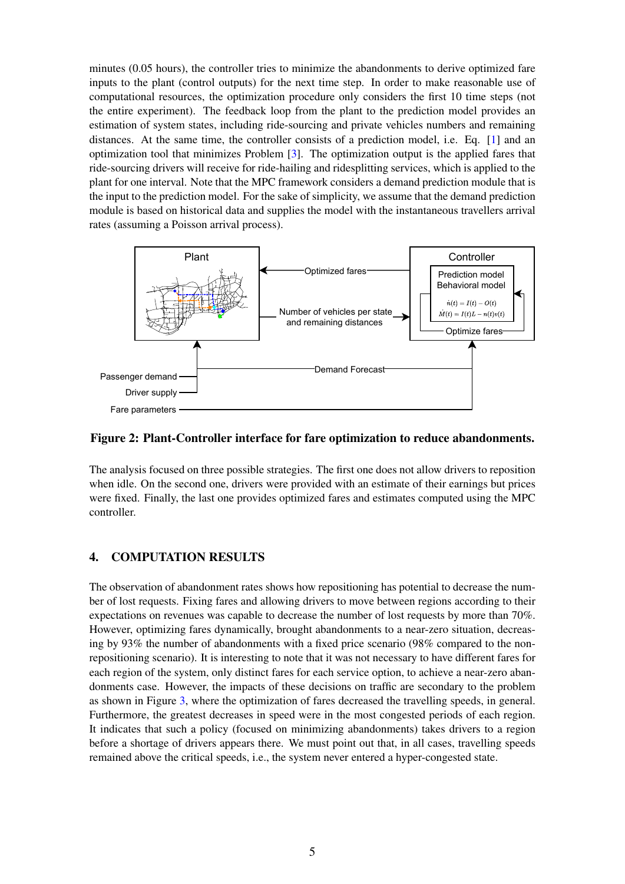minutes (0.05 hours), the controller tries to minimize the abandonments to derive optimized fare inputs to the plant (control outputs) for the next time step. In order to make reasonable use of computational resources, the optimization procedure only considers the first 10 time steps (not the entire experiment). The feedback loop from the plant to the prediction model provides an estimation of system states, including ride-sourcing and private vehicles numbers and remaining distances. At the same time, the controller consists of a prediction model, i.e. Eq. [1] and an optimization tool that minimizes Problem [3]. The optimization output is the applied fares that ride-sourcing drivers will receive for ride-hailing and ridesplitting services, which is applied to the plant for one interval. Note that the MPC framework considers a demand prediction module that is the input to the prediction model. For the sake of simplicity, we assume that the demand prediction module is based on historical data and supplies the model with the instantaneous travellers arrival rates (assuming a Poisson arrival process).

**Figure 2: Plant-Controller interface for fare optimization to reduce abandonments.**

The analysis focused on three possible strategies. The first one does not allow drivers to reposition when idle. On the second one, drivers were provided with an estimate of their earnings but prices were fixed. Finally, the last one provides optimized fares and estimates computed using the MPC controller.

## 4. COMPUTATION RESULTS

The observation of abandonment rates shows how repositioning has potential to decrease the number of lost requests. Fixing fares and allowing drivers to move between regions according to their expectations on revenues was capable to decrease the number of lost requests by more than 70%. However, optimizing fares dynamically, brought abandonments to a near-zero situation, decreasing by 93% the number of abandonments with a fixed price scenario (98% compared to the non-repositioning scenario). It is interesting to note that it was not necessary to have different fares for each region of the system, only distinct fares for each service option, to achieve a near-zero abandonments case. However, the impacts of these decisions on traffic are secondary to the problem as shown in Figure 3, where the optimization of fares decreased the travelling speeds, in general. Furthermore, the greatest decreases in speed were in the most congested periods of each region. It indicates that such a policy (focused on minimizing abandonments) takes drivers to a region before a shortage of drivers appears there. We must point out that, in all cases, travelling speeds remained above the critical speeds, i.e., the system never entered a hyper-congested state.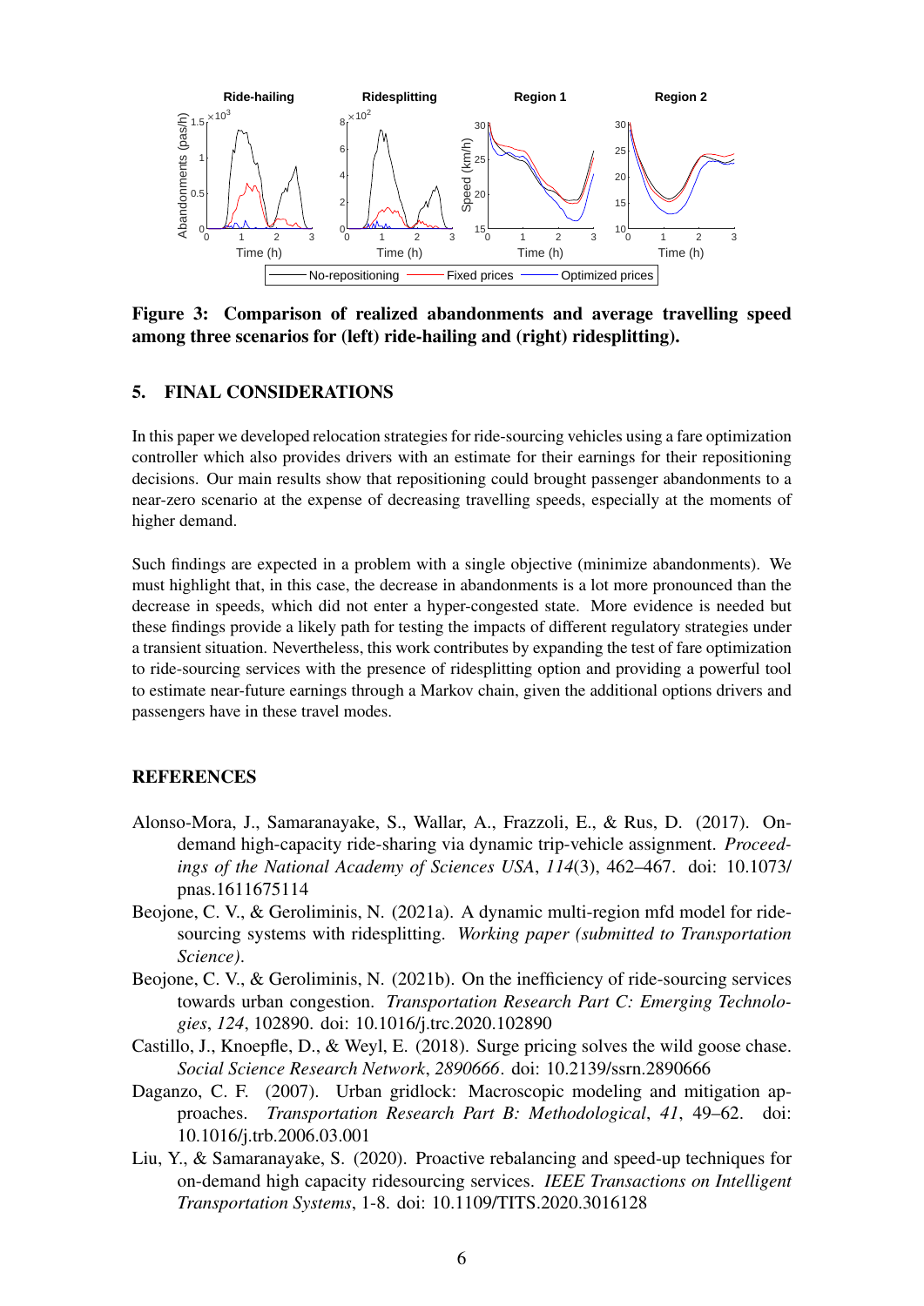**Figure 3: Comparison of realized abandonments and average travelling speed among three scenarios for (left) ride-hailing and (right) ridesplitting.**

## 5. FINAL CONSIDERATIONS

In this paper we developed relocation strategies for ride-sourcing vehicles using a fare optimization controller which also provides drivers with an estimate for their earnings for their repositioning decisions. Our main results show that repositioning could brought passenger abandonments to a near-zero scenario at the expense of decreasing travelling speeds, especially at the moments of higher demand.

Such findings are expected in a problem with a single objective (minimize abandonments). We must highlight that, in this case, the decrease in abandonments is a lot more pronounced than the decrease in speeds, which did not enter a hyper-congested state. More evidence is needed but these findings provide a likely path for testing the impacts of different regulatory strategies under a transient situation. Nevertheless, this work contributes by expanding the test of fare optimization to ride-sourcing services with the presence of ridesplitting option and providing a powerful tool to estimate near-future earnings through a Markov chain, given the additional options drivers and passengers have in these travel modes.

## REFERENCES

Alonso-Mora, J., Samaranayake, S., Wallar, A., Frazzoli, E., & Rus, D. (2017). On-demand high-capacity ride-sharing via dynamic trip-vehicle assignment. *Proceedings of the National Academy of Sciences USA*, *114*(3), 462–467. doi: 10.1073/pnas.1611675114

Beojone, C. V., & Geroliminis, N. (2021a). A dynamic multi-region mfd model for ride-sourcing systems with ridesplitting. *Working paper (submitted to Transportation Science)*.

Beojone, C. V., & Geroliminis, N. (2021b). On the inefficiency of ride-sourcing services towards urban congestion. *Transportation Research Part C: Emerging Technologies*, *124*, 102890. doi: 10.1016/j.trc.2020.102890

Castillo, J., Knoepfle, D., & Weyl, E. (2018). Surge pricing solves the wild goose chase. *Social Science Research Network*, *2890666*. doi: 10.2139/ssrn.2890666

Daganzo, C. F. (2007). Urban gridlock: Macroscopic modeling and mitigation approaches. *Transportation Research Part B: Methodological*, *41*, 49–62. doi: 10.1016/j.trb.2006.03.001

Liu, Y., & Samaranayake, S. (2020). Proactive rebalancing and speed-up techniques for on-demand high capacity ridesourcing services. *IEEE Transactions on Intelligent Transportation Systems*, 1-8. doi: 10.1109/TITS.2020.3016128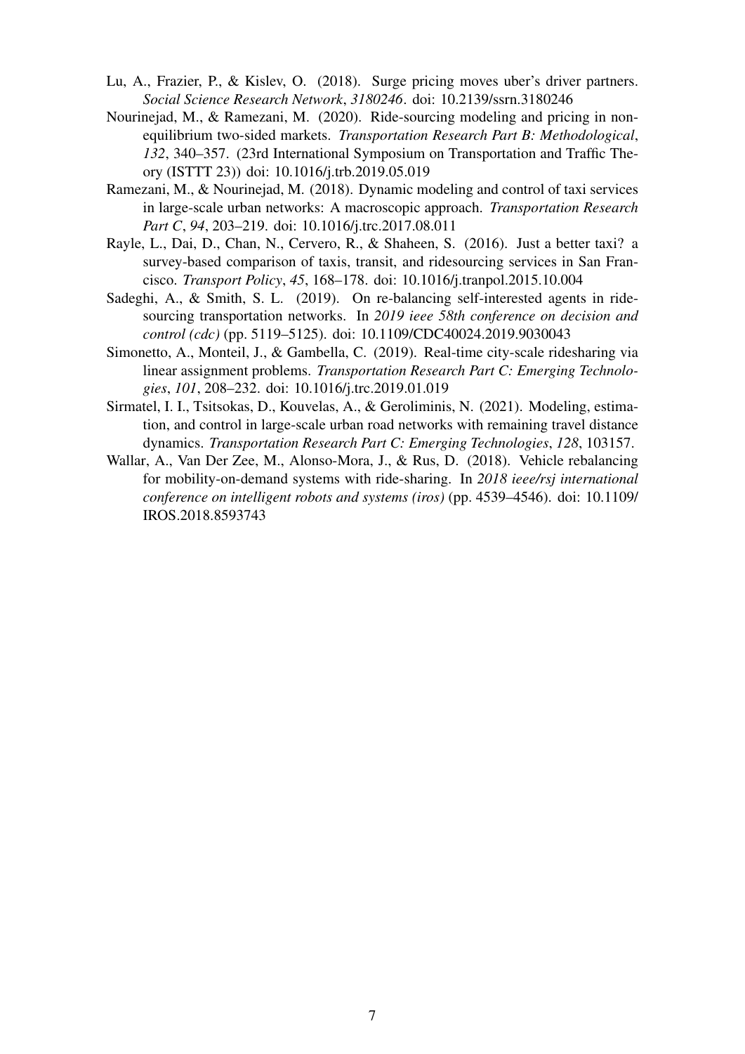Lu, A., Frazier, P., & Kislev, O. (2018). Surge pricing moves uber's driver partners. *Social Science Research Network*, *3180246*. doi: 10.2139/ssrn.3180246

Nourinejad, M., & Ramezani, M. (2020). Ride-sourcing modeling and pricing in non-equilibrium two-sided markets. *Transportation Research Part B: Methodological*, *132*, 340–357. (23rd International Symposium on Transportation and Traffic Theory (ISTTT 23)) doi: 10.1016/j.trb.2019.05.019

Ramezani, M., & Nourinejad, M. (2018). Dynamic modeling and control of taxi services in large-scale urban networks: A macroscopic approach. *Transportation Research Part C*, *94*, 203–219. doi: 10.1016/j.trc.2017.08.011

Rayle, L., Dai, D., Chan, N., Cervero, R., & Shaheen, S. (2016). Just a better taxi? a survey-based comparison of taxis, transit, and ridesourcing services in San Francisco. *Transport Policy*, *45*, 168–178. doi: 10.1016/j.tranpol.2015.10.004

Sadeghi, A., & Smith, S. L. (2019). On re-balancing self-interested agents in ride-sourcing transportation networks. In *2019 ieee 58th conference on decision and control (cdc)* (pp. 5119–5125). doi: 10.1109/CDC40024.2019.9030043

Simonetto, A., Monteil, J., & Gambella, C. (2019). Real-time city-scale ridesharing via linear assignment problems. *Transportation Research Part C: Emerging Technologies*, *101*, 208–232. doi: 10.1016/j.trc.2019.01.019

Sirmatel, I. I., Tsitsokas, D., Kouvelas, A., & Geroliminis, N. (2021). Modeling, estimation, and control in large-scale urban road networks with remaining travel distance dynamics. *Transportation Research Part C: Emerging Technologies*, *128*, 103157.

Wallar, A., Van Der Zee, M., Alonso-Mora, J., & Rus, D. (2018). Vehicle rebalancing for mobility-on-demand systems with ride-sharing. In *2018 ieee/rsj international conference on intelligent robots and systems (iros)* (pp. 4539–4546). doi: 10.1109/IROS.2018.8593743